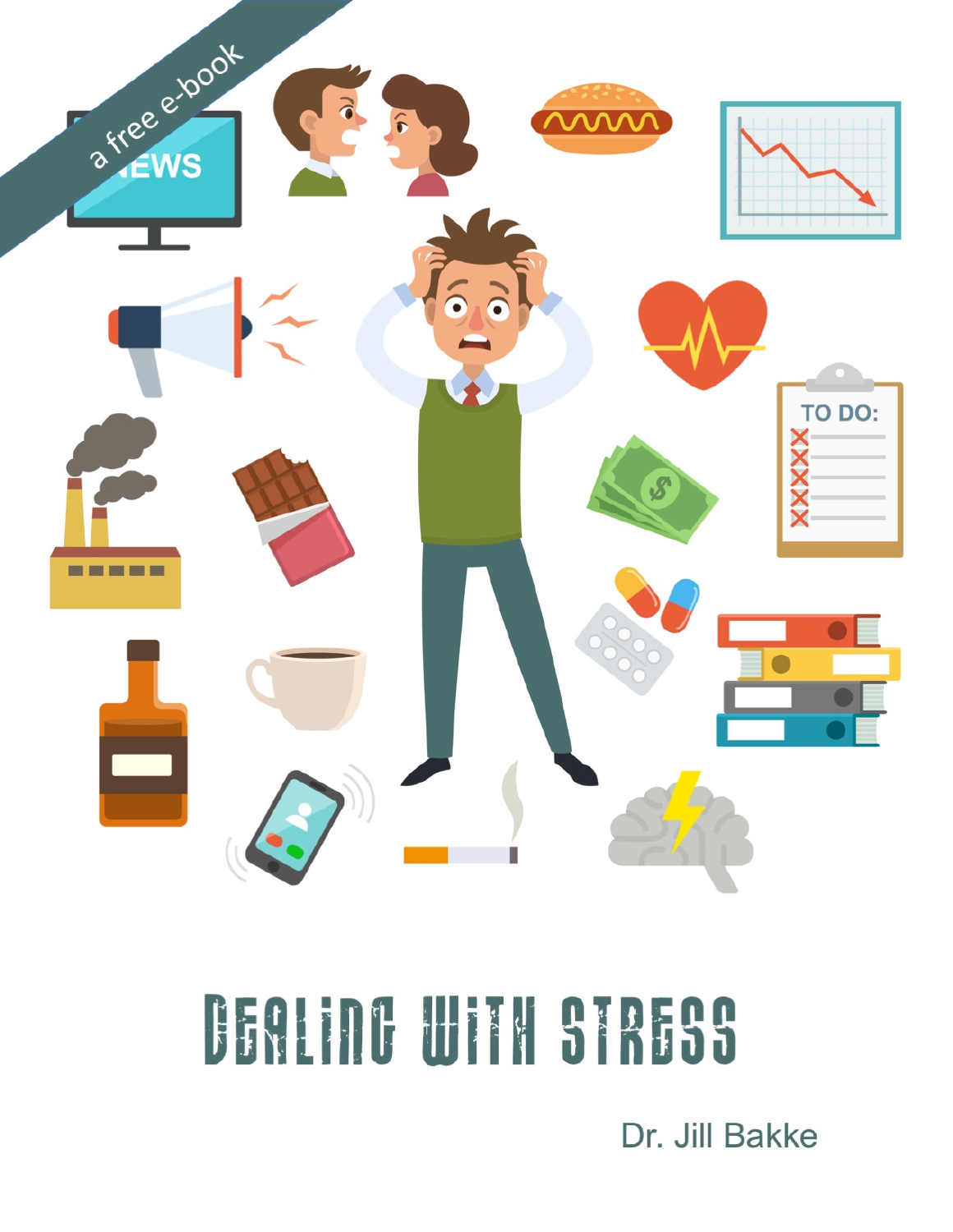a free e-book

# Dealing with Stress

Dr. Jill Bakke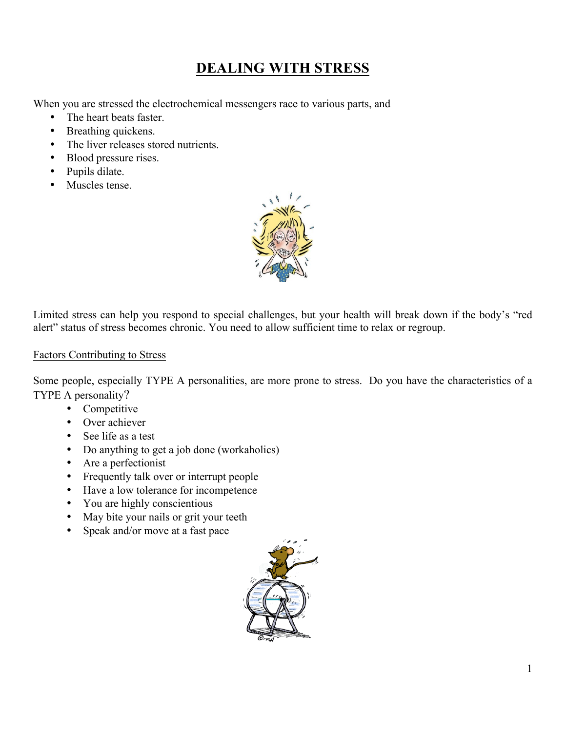# DEALING WITH STRESS

When you are stressed the electrochemical messengers race to various parts, and

- The heart beats faster.
- Breathing quickens.
- The liver releases stored nutrients.
- Blood pressure rises.
- Pupils dilate.
- Muscles tense.

Limited stress can help you respond to special challenges, but your health will break down if the body's "red alert" status of stress becomes chronic. You need to allow sufficient time to relax or regroup.

Factors Contributing to Stress

Some people, especially TYPE A personalities, are more prone to stress. Do you have the characteristics of a TYPE A personality?

- Competitive
- Over achiever
- See life as a test
- Do anything to get a job done (workaholics)
- Are a perfectionist
- Frequently talk over or interrupt people
- Have a low tolerance for incompetence
- You are highly conscientious
- May bite your nails or grit your teeth
- Speak and/or move at a fast pace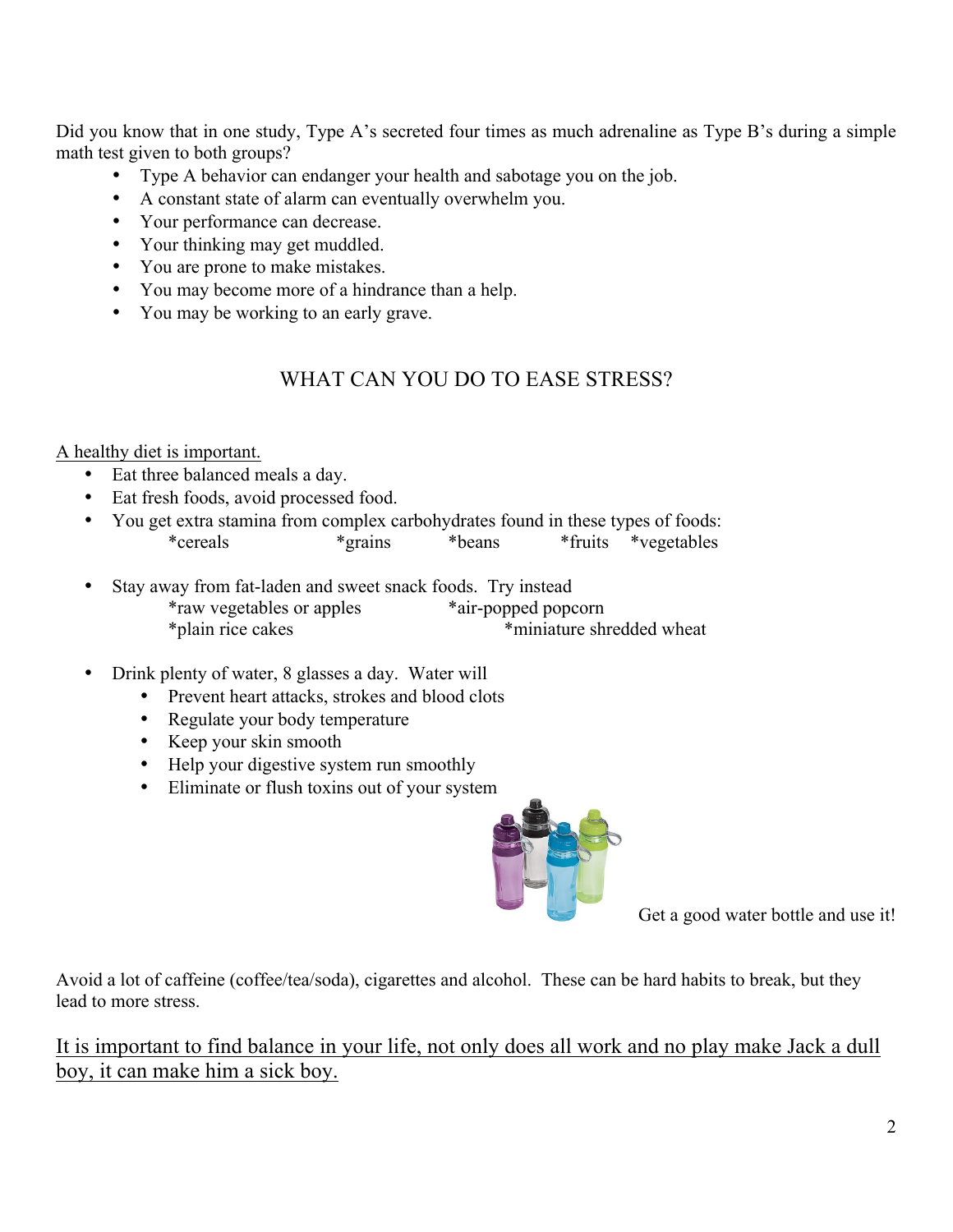Did you know that in one study, Type A's secreted four times as much adrenaline as Type B's during a simple math test given to both groups?

- Type A behavior can endanger your health and sabotage you on the job.
- A constant state of alarm can eventually overwhelm you.
- Your performance can decrease.
- Your thinking may get muddled.
- You are prone to make mistakes.
- You may become more of a hindrance than a help.
- You may be working to an early grave.

## WHAT CAN YOU DO TO EASE STRESS?

<u>A healthy diet is important.</u>

- Eat three balanced meals a day.
- Eat fresh foods, avoid processed food.
- You get extra stamina from complex carbohydrates found in these types of foods:
  *cereals *grains *beans *fruits *vegetables
- Stay away from fat-laden and sweet snack foods. Try instead
  *raw vegetables or apples *air-popped popcorn
  *plain rice cakes *miniature shredded wheat
- Drink plenty of water, 8 glasses a day. Water will
  - Prevent heart attacks, strokes and blood clots
  - Regulate your body temperature
  - Keep your skin smooth
  - Help your digestive system run smoothly
  - Eliminate or flush toxins out of your system

Get a good water bottle and use it!

Avoid a lot of caffeine (coffee/tea/soda), cigarettes and alcohol. These can be hard habits to break, but they lead to more stress.

<u>It is important to find balance in your life, not only does all work and no play make Jack a dull boy, it can make him a sick boy.</u>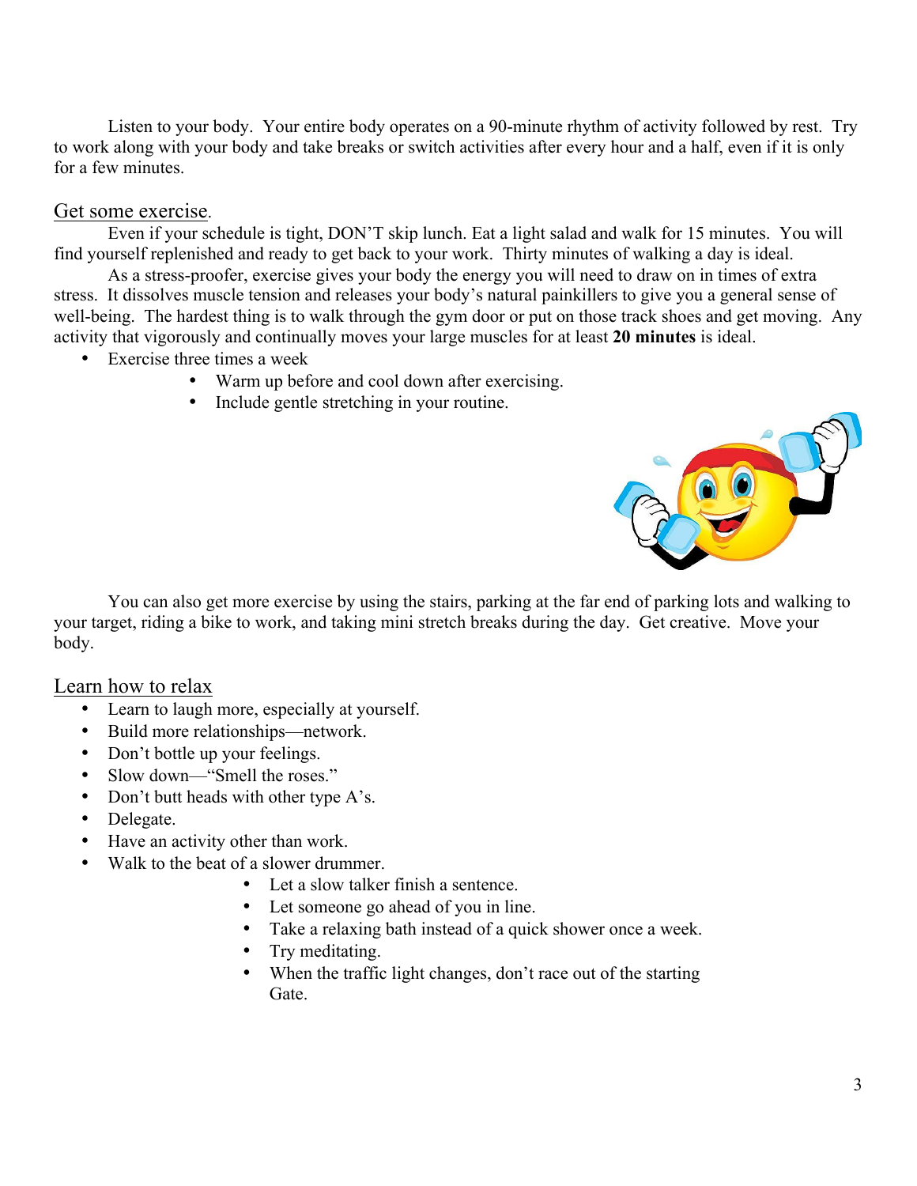Listen to your body. Your entire body operates on a 90-minute rhythm of activity followed by rest. Try to work along with your body and take breaks or switch activities after every hour and a half, even if it is only for a few minutes.

## Get some exercise.

Even if your schedule is tight, DON'T skip lunch. Eat a light salad and walk for 15 minutes. You will find yourself replenished and ready to get back to your work. Thirty minutes of walking a day is ideal.

As a stress-proofer, exercise gives your body the energy you will need to draw on in times of extra stress. It dissolves muscle tension and releases your body's natural painkillers to give you a general sense of well-being. The hardest thing is to walk through the gym door or put on those track shoes and get moving. Any activity that vigorously and continually moves your large muscles for at least **20 minutes** is ideal.

- Exercise three times a week
    - Warm up before and cool down after exercising.
    - Include gentle stretching in your routine.

You can also get more exercise by using the stairs, parking at the far end of parking lots and walking to your target, riding a bike to work, and taking mini stretch breaks during the day. Get creative. Move your body.

## Learn how to relax

- Learn to laugh more, especially at yourself.
- Build more relationships—network.
- Don't bottle up your feelings.
- Slow down—"Smell the roses."
- Don't butt heads with other type A's.
- Delegate.
- Have an activity other than work.
- Walk to the beat of a slower drummer.
    - Let a slow talker finish a sentence.
    - Let someone go ahead of you in line.
    - Take a relaxing bath instead of a quick shower once a week.
    - Try meditating.
    - When the traffic light changes, don't race out of the starting Gate.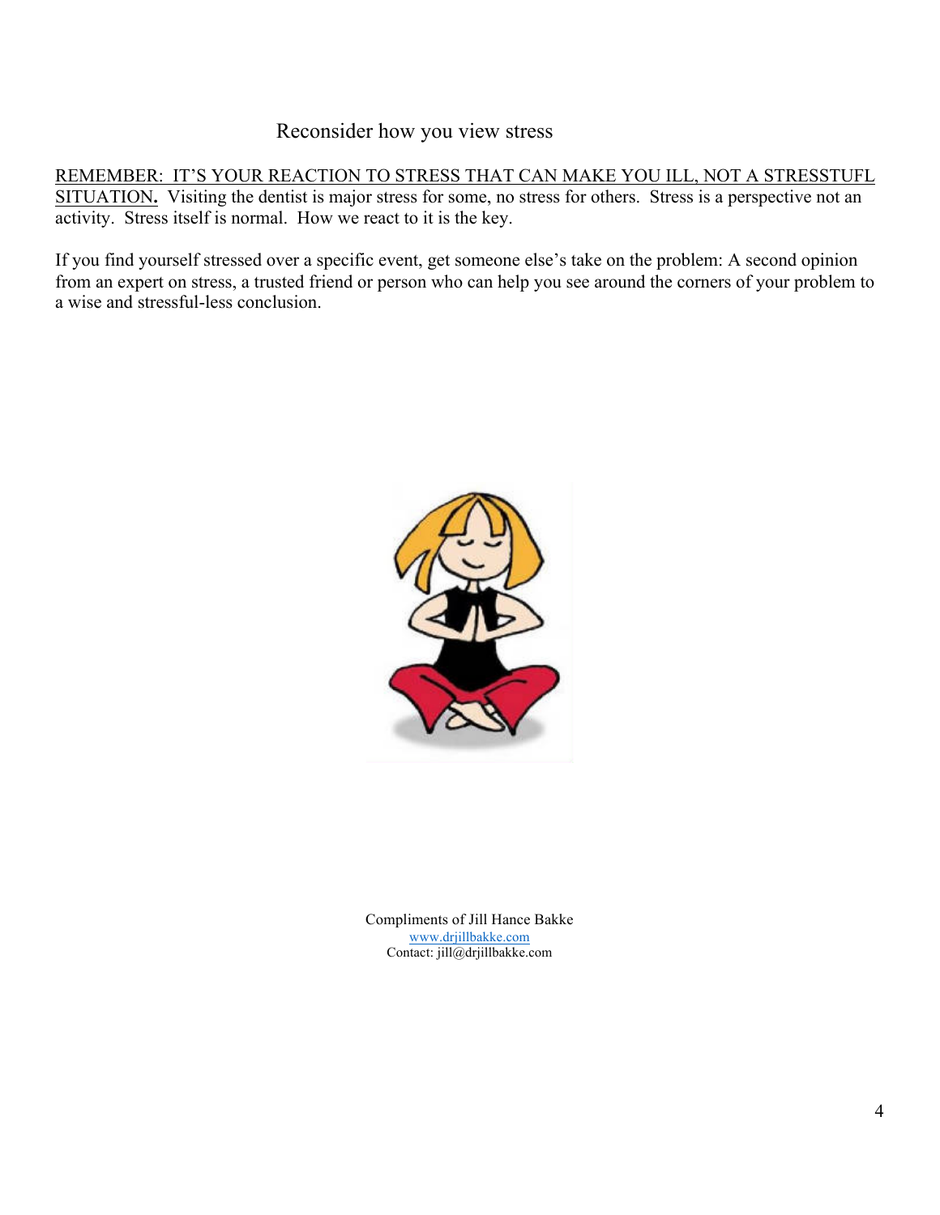## Reconsider how you view stress

<u>REMEMBER: IT'S YOUR REACTION TO STRESS THAT CAN MAKE YOU ILL, NOT A STRESSTUFL SITUATION</u>**.** Visiting the dentist is major stress for some, no stress for others. Stress is a perspective not an activity. Stress itself is normal. How we react to it is the key.

If you find yourself stressed over a specific event, get someone else's take on the problem: A second opinion from an expert on stress, a trusted friend or person who can help you see around the corners of your problem to a wise and stressful-less conclusion.

Compliments of Jill Hance Bakke
www.drjillbakke.com
Contact: jill@drjillbakke.com